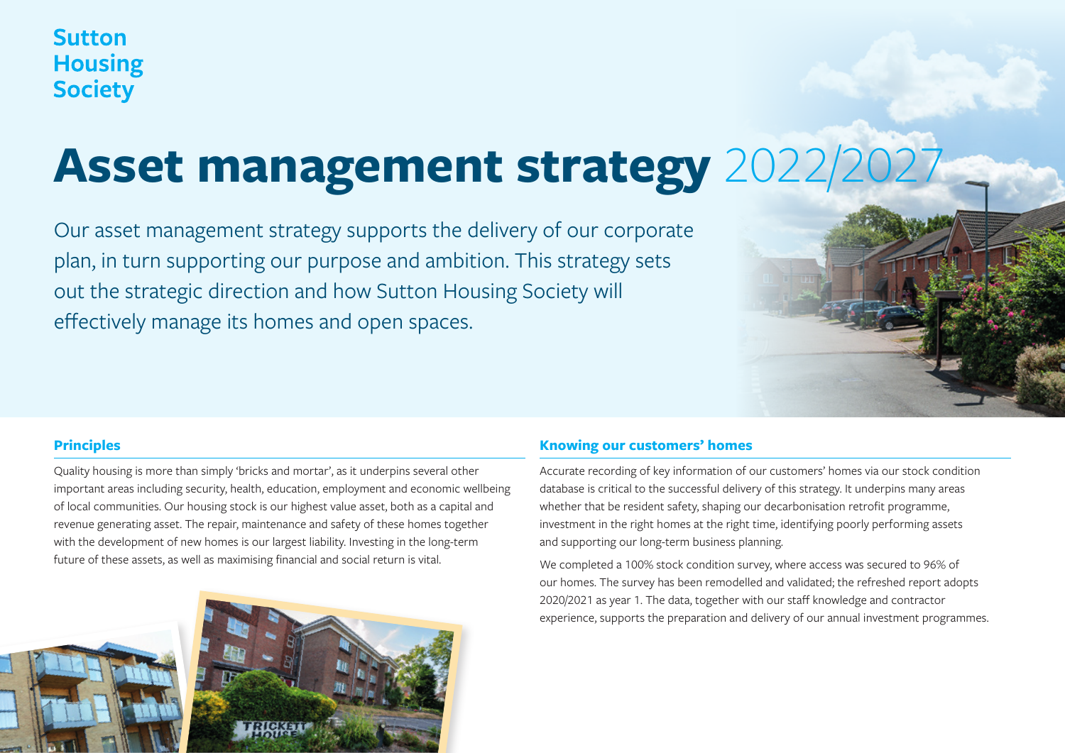Sutton Housing Society

# Asset management strategy 2022/2027

Our asset management strategy supports the delivery of our corporate plan, in turn supporting our purpose and ambition. This strategy sets out the strategic direction and how Sutton Housing Society will effectively manage its homes and open spaces.

## Principles

Quality housing is more than simply 'bricks and mortar', as it underpins several other important areas including security, health, education, employment and economic wellbeing of local communities. Our housing stock is our highest value asset, both as a capital and revenue generating asset. The repair, maintenance and safety of these homes together with the development of new homes is our largest liability. Investing in the long-term future of these assets, as well as maximising financial and social return is vital.

## Knowing our customers' homes

Accurate recording of key information of our customers' homes via our stock condition database is critical to the successful delivery of this strategy. It underpins many areas whether that be resident safety, shaping our decarbonisation retrofit programme, investment in the right homes at the right time, identifying poorly performing assets and supporting our long-term business planning.

We completed a 100% stock condition survey, where access was secured to 96% of our homes. The survey has been remodelled and validated; the refreshed report adopts 2020/2021 as year 1. The data, together with our staff knowledge and contractor experience, supports the preparation and delivery of our annual investment programmes.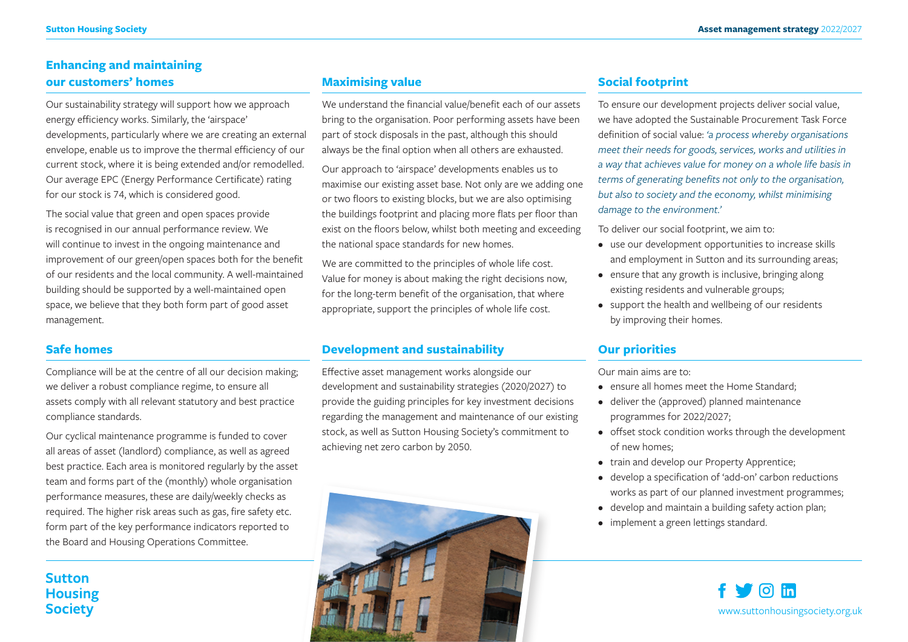## Enhancing and maintaining our customers' homes

Our sustainability strategy will support how we approach energy efficiency works. Similarly, the 'airspace' developments, particularly where we are creating an external envelope, enable us to improve the thermal efficiency of our current stock, where it is being extended and/or remodelled. Our average EPC (Energy Performance Certificate) rating for our stock is 74, which is considered good.

The social value that green and open spaces provide is recognised in our annual performance review. We will continue to invest in the ongoing maintenance and improvement of our green/open spaces both for the benefit of our residents and the local community. A well-maintained building should be supported by a well-maintained open space, we believe that they both form part of good asset management.

## Safe homes

Compliance will be at the centre of all our decision making; we deliver a robust compliance regime, to ensure all assets comply with all relevant statutory and best practice compliance standards.

Our cyclical maintenance programme is funded to cover all areas of asset (landlord) compliance, as well as agreed best practice. Each area is monitored regularly by the asset team and forms part of the (monthly) whole organisation performance measures, these are daily/weekly checks as required. The higher risk areas such as gas, fire safety etc. form part of the key performance indicators reported to the Board and Housing Operations Committee.

## Maximising value

We understand the financial value/benefit each of our assets bring to the organisation. Poor performing assets have been part of stock disposals in the past, although this should always be the final option when all others are exhausted.

Our approach to 'airspace' developments enables us to maximise our existing asset base. Not only are we adding one or two floors to existing blocks, but we are also optimising the buildings footprint and placing more flats per floor than exist on the floors below, whilst both meeting and exceeding the national space standards for new homes.

We are committed to the principles of whole life cost. Value for money is about making the right decisions now, for the long-term benefit of the organisation, that where appropriate, support the principles of whole life cost.

## Development and sustainability

Effective asset management works alongside our development and sustainability strategies (2020/2027) to provide the guiding principles for key investment decisions regarding the management and maintenance of our existing stock, as well as Sutton Housing Society's commitment to achieving net zero carbon by 2050.

## Social footprint

To ensure our development projects deliver social value, we have adopted the Sustainable Procurement Task Force definition of social value: *'a process whereby organisations meet their needs for goods, services, works and utilities in a way that achieves value for money on a whole life basis in terms of generating benefits not only to the organisation, but also to society and the economy, whilst minimising damage to the environment.'*

To deliver our social footprint, we aim to:

- use our development opportunities to increase skills and employment in Sutton and its surrounding areas;
- ensure that any growth is inclusive, bringing along existing residents and vulnerable groups;
- support the health and wellbeing of our residents by improving their homes.

## Our priorities

Our main aims are to:

- ensure all homes meet the Home Standard;
- deliver the (approved) planned maintenance programmes for 2022/2027;
- offset stock condition works through the development of new homes;
- train and develop our Property Apprentice;
- develop a specification of 'add-on' carbon reductions works as part of our planned investment programmes;
- develop and maintain a building safety action plan;
- implement a green lettings standard.

Sutton Housing Society

www.suttonhousingsociety.org.uk